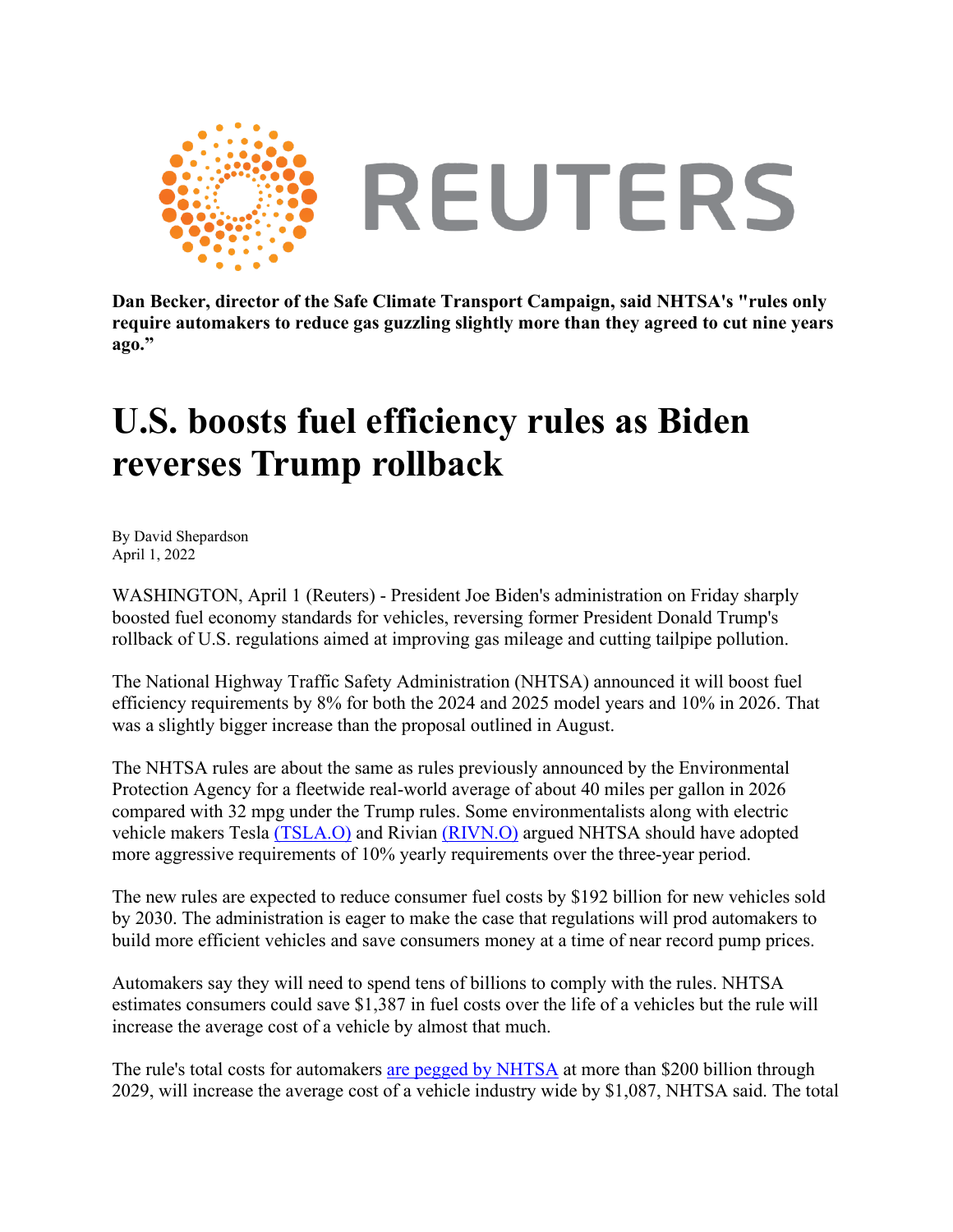**Dan Becker, director of the Safe Climate Transport Campaign, said NHTSA's "rules only require automakers to reduce gas guzzling slightly more than they agreed to cut nine years ago."**

# U.S. boosts fuel efficiency rules as Biden reverses Trump rollback

By David Shepardson
April 1, 2022

WASHINGTON, April 1 (Reuters) - President Joe Biden's administration on Friday sharply boosted fuel economy standards for vehicles, reversing former President Donald Trump's rollback of U.S. regulations aimed at improving gas mileage and cutting tailpipe pollution.

The National Highway Traffic Safety Administration (NHTSA) announced it will boost fuel efficiency requirements by 8% for both the 2024 and 2025 model years and 10% in 2026. That was a slightly bigger increase than the proposal outlined in August.

The NHTSA rules are about the same as rules previously announced by the Environmental Protection Agency for a fleetwide real-world average of about 40 miles per gallon in 2026 compared with 32 mpg under the Trump rules. Some environmentalists along with electric vehicle makers Tesla (TSLA.O) and Rivian (RIVN.O) argued NHTSA should have adopted more aggressive requirements of 10% yearly requirements over the three-year period.

The new rules are expected to reduce consumer fuel costs by $192 billion for new vehicles sold by 2030. The administration is eager to make the case that regulations will prod automakers to build more efficient vehicles and save consumers money at a time of near record pump prices.

Automakers say they will need to spend tens of billions to comply with the rules. NHTSA estimates consumers could save $1,387 in fuel costs over the life of a vehicles but the rule will increase the average cost of a vehicle by almost that much.

The rule's total costs for automakers are pegged by NHTSA at more than $200 billion through 2029, will increase the average cost of a vehicle industry wide by $1,087, NHTSA said. The total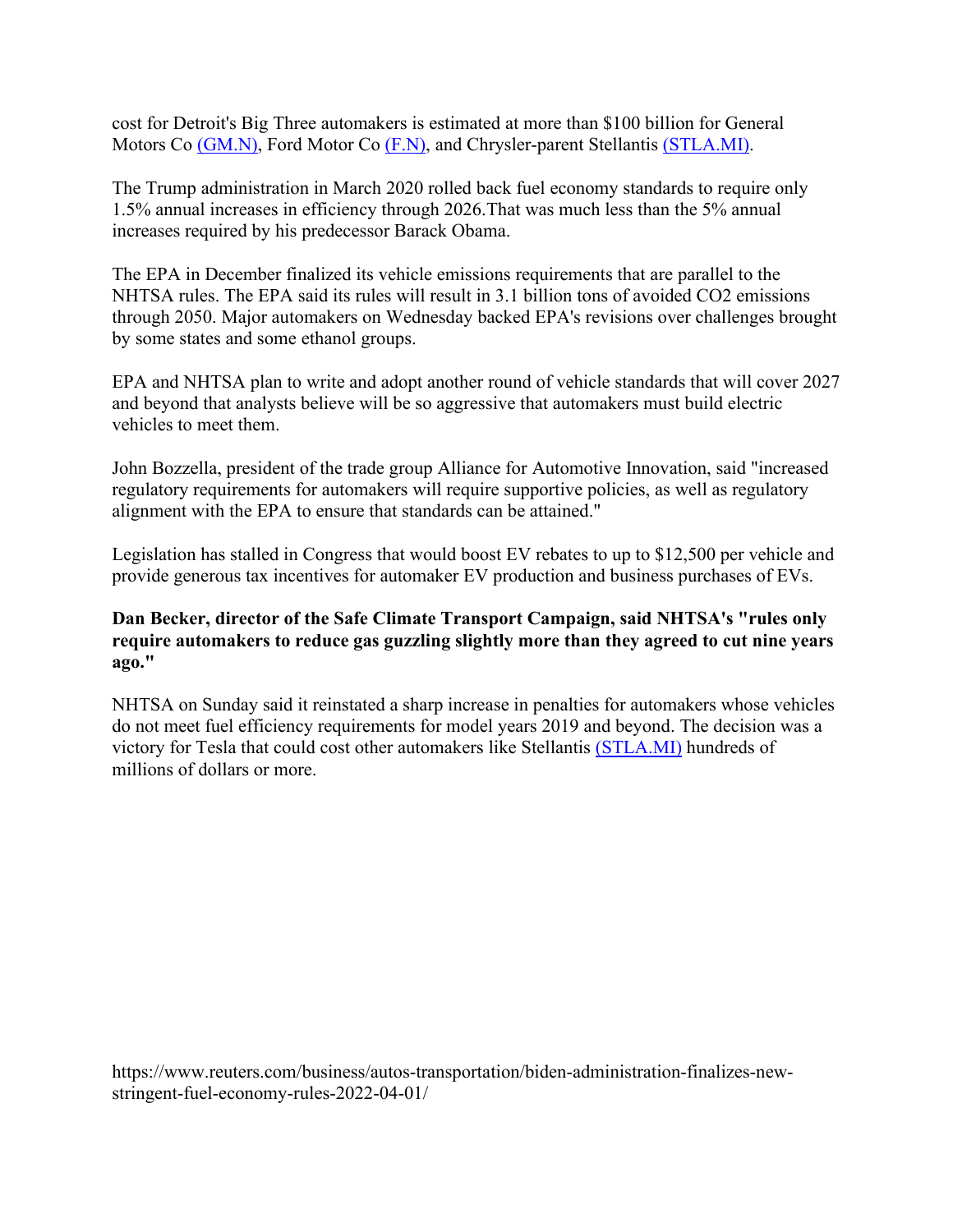cost for Detroit's Big Three automakers is estimated at more than $100 billion for General Motors Co [(GM.N)](), Ford Motor Co [(F.N)](), and Chrysler-parent Stellantis [(STLA.MI)]().

The Trump administration in March 2020 rolled back fuel economy standards to require only 1.5% annual increases in efficiency through 2026.That was much less than the 5% annual increases required by his predecessor Barack Obama.

The EPA in December finalized its vehicle emissions requirements that are parallel to the NHTSA rules. The EPA said its rules will result in 3.1 billion tons of avoided $CO_2$ emissions through 2050. Major automakers on Wednesday backed EPA's revisions over challenges brought by some states and some ethanol groups.

EPA and NHTSA plan to write and adopt another round of vehicle standards that will cover 2027 and beyond that analysts believe will be so aggressive that automakers must build electric vehicles to meet them.

John Bozzella, president of the trade group Alliance for Automotive Innovation, said "increased regulatory requirements for automakers will require supportive policies, as well as regulatory alignment with the EPA to ensure that standards can be attained."

Legislation has stalled in Congress that would boost EV rebates to up to $12,500 per vehicle and provide generous tax incentives for automaker EV production and business purchases of EVs.

**Dan Becker, director of the Safe Climate Transport Campaign, said NHTSA's "rules only require automakers to reduce gas guzzling slightly more than they agreed to cut nine years ago."**

NHTSA on Sunday said it reinstated a sharp increase in penalties for automakers whose vehicles do not meet fuel efficiency requirements for model years 2019 and beyond. The decision was a victory for Tesla that could cost other automakers like Stellantis [(STLA.MI)]() hundreds of millions of dollars or more.

https://www.reuters.com/business/autos-transportation/biden-administration-finalizes-new-stringent-fuel-economy-rules-2022-04-01/